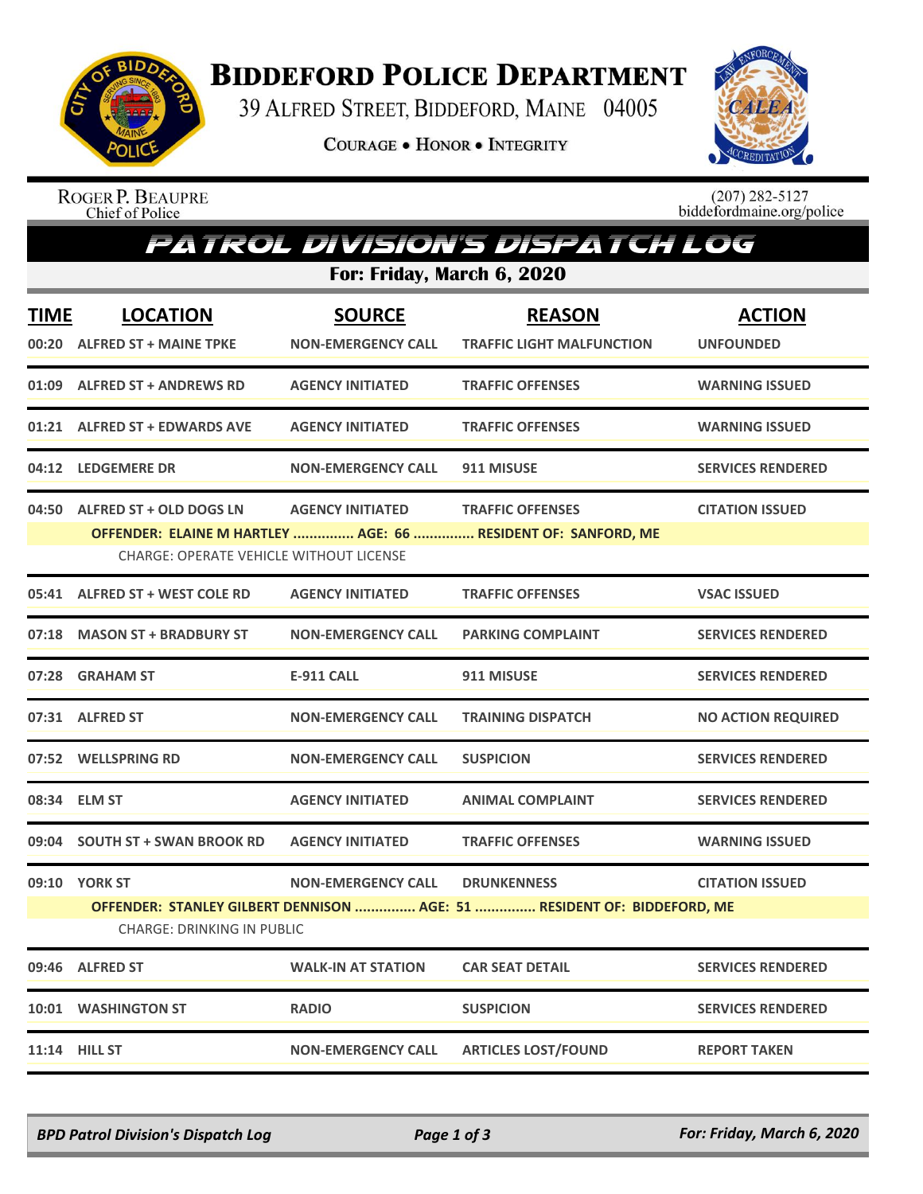# Biddeford Police Department

39 Alfred Street, Biddeford, Maine 04005

Courage • Honor • Integrity

Roger P. Beaupre
Chief of Police

(207) 282-5127
biddefordmaine.org/police

## PATROL DIVISION'S DISPATCH LOG

**For: Friday, March 6, 2020**

| TIME | LOCATION | SOURCE | REASON | ACTION |
|---|---|---|---|---|
| 00:20 | ALFRED ST + MAINE TPKE | NON-EMERGENCY CALL | TRAFFIC LIGHT MALFUNCTION | UNFOUNDED |
| 01:09 | ALFRED ST + ANDREWS RD | AGENCY INITIATED | TRAFFIC OFFENSES | WARNING ISSUED |
| 01:21 | ALFRED ST + EDWARDS AVE | AGENCY INITIATED | TRAFFIC OFFENSES | WARNING ISSUED |
| 04:12 | LEDGEMERE DR | NON-EMERGENCY CALL | 911 MISUSE | SERVICES RENDERED |
| 04:50 | ALFRED ST + OLD DOGS LN | AGENCY INITIATED | TRAFFIC OFFENSES | CITATION ISSUED |
| | **OFFENDER: ELAINE M HARTLEY ............... AGE: 66 ............... RESIDENT OF: SANFORD, ME** | | | |
| | CHARGE: OPERATE VEHICLE WITHOUT LICENSE | | | |
| 05:41 | ALFRED ST + WEST COLE RD | AGENCY INITIATED | TRAFFIC OFFENSES | VSAC ISSUED |
| 07:18 | MASON ST + BRADBURY ST | NON-EMERGENCY CALL | PARKING COMPLAINT | SERVICES RENDERED |
| 07:28 | GRAHAM ST | E-911 CALL | 911 MISUSE | SERVICES RENDERED |
| 07:31 | ALFRED ST | NON-EMERGENCY CALL | TRAINING DISPATCH | NO ACTION REQUIRED |
| 07:52 | WELLSPRING RD | NON-EMERGENCY CALL | SUSPICION | SERVICES RENDERED |
| 08:34 | ELM ST | AGENCY INITIATED | ANIMAL COMPLAINT | SERVICES RENDERED |
| 09:04 | SOUTH ST + SWAN BROOK RD | AGENCY INITIATED | TRAFFIC OFFENSES | WARNING ISSUED |
| 09:10 | YORK ST | NON-EMERGENCY CALL | DRUNKENNESS | CITATION ISSUED |
| | **OFFENDER: STANLEY GILBERT DENNISON ............... AGE: 51 ............... RESIDENT OF: BIDDEFORD, ME** | | | |
| | CHARGE: DRINKING IN PUBLIC | | | |
| 09:46 | ALFRED ST | WALK-IN AT STATION | CAR SEAT DETAIL | SERVICES RENDERED |
| 10:01 | WASHINGTON ST | RADIO | SUSPICION | SERVICES RENDERED |
| 11:14 | HILL ST | NON-EMERGENCY CALL | ARTICLES LOST/FOUND | REPORT TAKEN |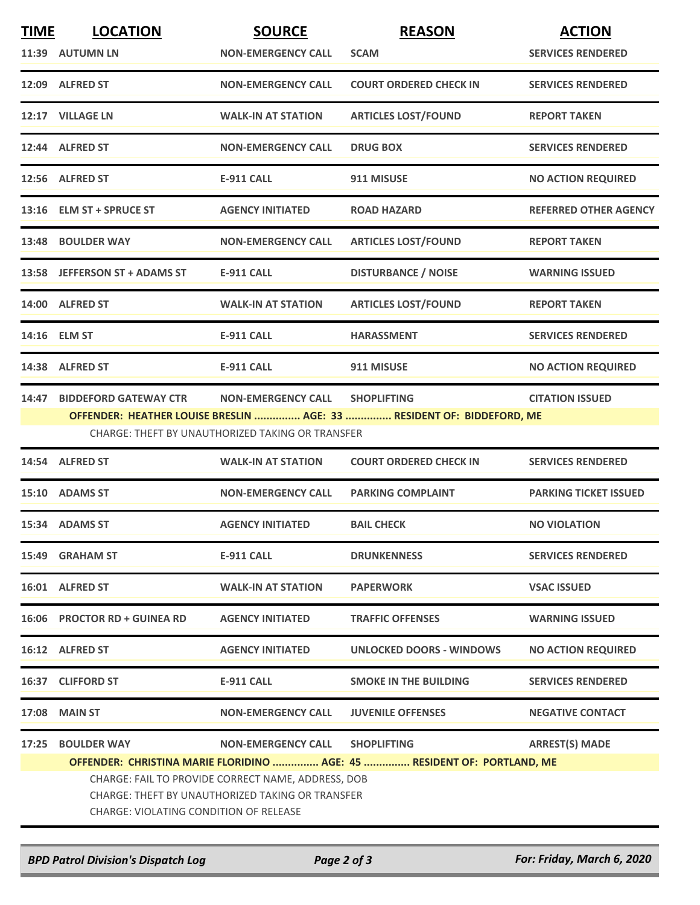| TIME | LOCATION | SOURCE | REASON | ACTION |
|---|---|---|---|---|
| 11:39 | AUTUMN LN | NON-EMERGENCY CALL | SCAM | SERVICES RENDERED |
| 12:09 | ALFRED ST | NON-EMERGENCY CALL | COURT ORDERED CHECK IN | SERVICES RENDERED |
| 12:17 | VILLAGE LN | WALK-IN AT STATION | ARTICLES LOST/FOUND | REPORT TAKEN |
| 12:44 | ALFRED ST | NON-EMERGENCY CALL | DRUG BOX | SERVICES RENDERED |
| 12:56 | ALFRED ST | E-911 CALL | 911 MISUSE | NO ACTION REQUIRED |
| 13:16 | ELM ST + SPRUCE ST | AGENCY INITIATED | ROAD HAZARD | REFERRED OTHER AGENCY |
| 13:48 | BOULDER WAY | NON-EMERGENCY CALL | ARTICLES LOST/FOUND | REPORT TAKEN |
| 13:58 | JEFFERSON ST + ADAMS ST | E-911 CALL | DISTURBANCE / NOISE | WARNING ISSUED |
| 14:00 | ALFRED ST | WALK-IN AT STATION | ARTICLES LOST/FOUND | REPORT TAKEN |
| 14:16 | ELM ST | E-911 CALL | HARASSMENT | SERVICES RENDERED |
| 14:38 | ALFRED ST | E-911 CALL | 911 MISUSE | NO ACTION REQUIRED |
| 14:47 | BIDDEFORD GATEWAY CTR | NON-EMERGENCY CALL | SHOPLIFTING | CITATION ISSUED |

**OFFENDER: HEATHER LOUISE BRESLIN ............... AGE: 33 ............... RESIDENT OF: BIDDEFORD, ME**

CHARGE: THEFT BY UNAUTHORIZED TAKING OR TRANSFER

| TIME | LOCATION | SOURCE | REASON | ACTION |
|---|---|---|---|---|
| 14:54 | ALFRED ST | WALK-IN AT STATION | COURT ORDERED CHECK IN | SERVICES RENDERED |
| 15:10 | ADAMS ST | NON-EMERGENCY CALL | PARKING COMPLAINT | PARKING TICKET ISSUED |
| 15:34 | ADAMS ST | AGENCY INITIATED | BAIL CHECK | NO VIOLATION |
| 15:49 | GRAHAM ST | E-911 CALL | DRUNKENNESS | SERVICES RENDERED |
| 16:01 | ALFRED ST | WALK-IN AT STATION | PAPERWORK | VSAC ISSUED |
| 16:06 | PROCTOR RD + GUINEA RD | AGENCY INITIATED | TRAFFIC OFFENSES | WARNING ISSUED |
| 16:12 | ALFRED ST | AGENCY INITIATED | UNLOCKED DOORS - WINDOWS | NO ACTION REQUIRED |
| 16:37 | CLIFFORD ST | E-911 CALL | SMOKE IN THE BUILDING | SERVICES RENDERED |
| 17:08 | MAIN ST | NON-EMERGENCY CALL | JUVENILE OFFENSES | NEGATIVE CONTACT |
| 17:25 | BOULDER WAY | NON-EMERGENCY CALL | SHOPLIFTING | ARREST(S) MADE |

**OFFENDER: CHRISTINA MARIE FLORIDINO ............... AGE: 45 ............... RESIDENT OF: PORTLAND, ME**

CHARGE: FAIL TO PROVIDE CORRECT NAME, ADDRESS, DOB
CHARGE: THEFT BY UNAUTHORIZED TAKING OR TRANSFER
CHARGE: VIOLATING CONDITION OF RELEASE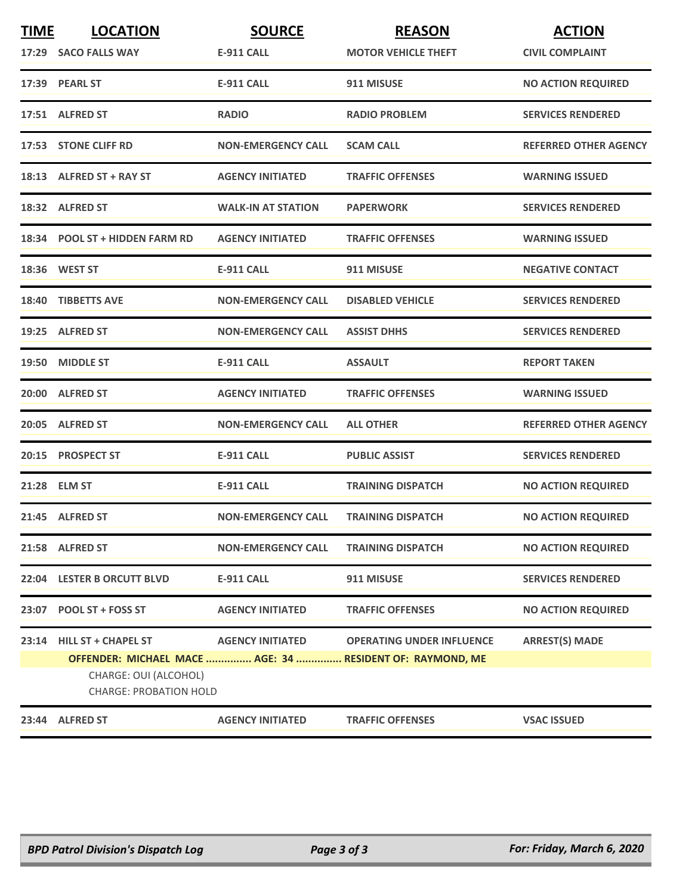| TIME | LOCATION | SOURCE | REASON | ACTION |
|---|---|---|---|---|
| 17:29 | SACO FALLS WAY | E-911 CALL | MOTOR VEHICLE THEFT | CIVIL COMPLAINT |
| 17:39 | PEARL ST | E-911 CALL | 911 MISUSE | NO ACTION REQUIRED |
| 17:51 | ALFRED ST | RADIO | RADIO PROBLEM | SERVICES RENDERED |
| 17:53 | STONE CLIFF RD | NON-EMERGENCY CALL | SCAM CALL | REFERRED OTHER AGENCY |
| 18:13 | ALFRED ST + RAY ST | AGENCY INITIATED | TRAFFIC OFFENSES | WARNING ISSUED |
| 18:32 | ALFRED ST | WALK-IN AT STATION | PAPERWORK | SERVICES RENDERED |
| 18:34 | POOL ST + HIDDEN FARM RD | AGENCY INITIATED | TRAFFIC OFFENSES | WARNING ISSUED |
| 18:36 | WEST ST | E-911 CALL | 911 MISUSE | NEGATIVE CONTACT |
| 18:40 | TIBBETTS AVE | NON-EMERGENCY CALL | DISABLED VEHICLE | SERVICES RENDERED |
| 19:25 | ALFRED ST | NON-EMERGENCY CALL | ASSIST DHHS | SERVICES RENDERED |
| 19:50 | MIDDLE ST | E-911 CALL | ASSAULT | REPORT TAKEN |
| 20:00 | ALFRED ST | AGENCY INITIATED | TRAFFIC OFFENSES | WARNING ISSUED |
| 20:05 | ALFRED ST | NON-EMERGENCY CALL | ALL OTHER | REFERRED OTHER AGENCY |
| 20:15 | PROSPECT ST | E-911 CALL | PUBLIC ASSIST | SERVICES RENDERED |
| 21:28 | ELM ST | E-911 CALL | TRAINING DISPATCH | NO ACTION REQUIRED |
| 21:45 | ALFRED ST | NON-EMERGENCY CALL | TRAINING DISPATCH | NO ACTION REQUIRED |
| 21:58 | ALFRED ST | NON-EMERGENCY CALL | TRAINING DISPATCH | NO ACTION REQUIRED |
| 22:04 | LESTER B ORCUTT BLVD | E-911 CALL | 911 MISUSE | SERVICES RENDERED |
| 23:07 | POOL ST + FOSS ST | AGENCY INITIATED | TRAFFIC OFFENSES | NO ACTION REQUIRED |
| 23:14 | HILL ST + CHAPEL ST | AGENCY INITIATED | OPERATING UNDER INFLUENCE | ARREST(S) MADE |
| | OFFENDER: MICHAEL MACE ............... AGE: 34 ............... RESIDENT OF: RAYMOND, ME | | | |
| | CHARGE: OUI (ALCOHOL) | | | |
| | CHARGE: PROBATION HOLD | | | |
| 23:44 | ALFRED ST | AGENCY INITIATED | TRAFFIC OFFENSES | VSAC ISSUED |

*BPD Patrol Division's Dispatch Log* — *For: Friday, March 6, 2020*